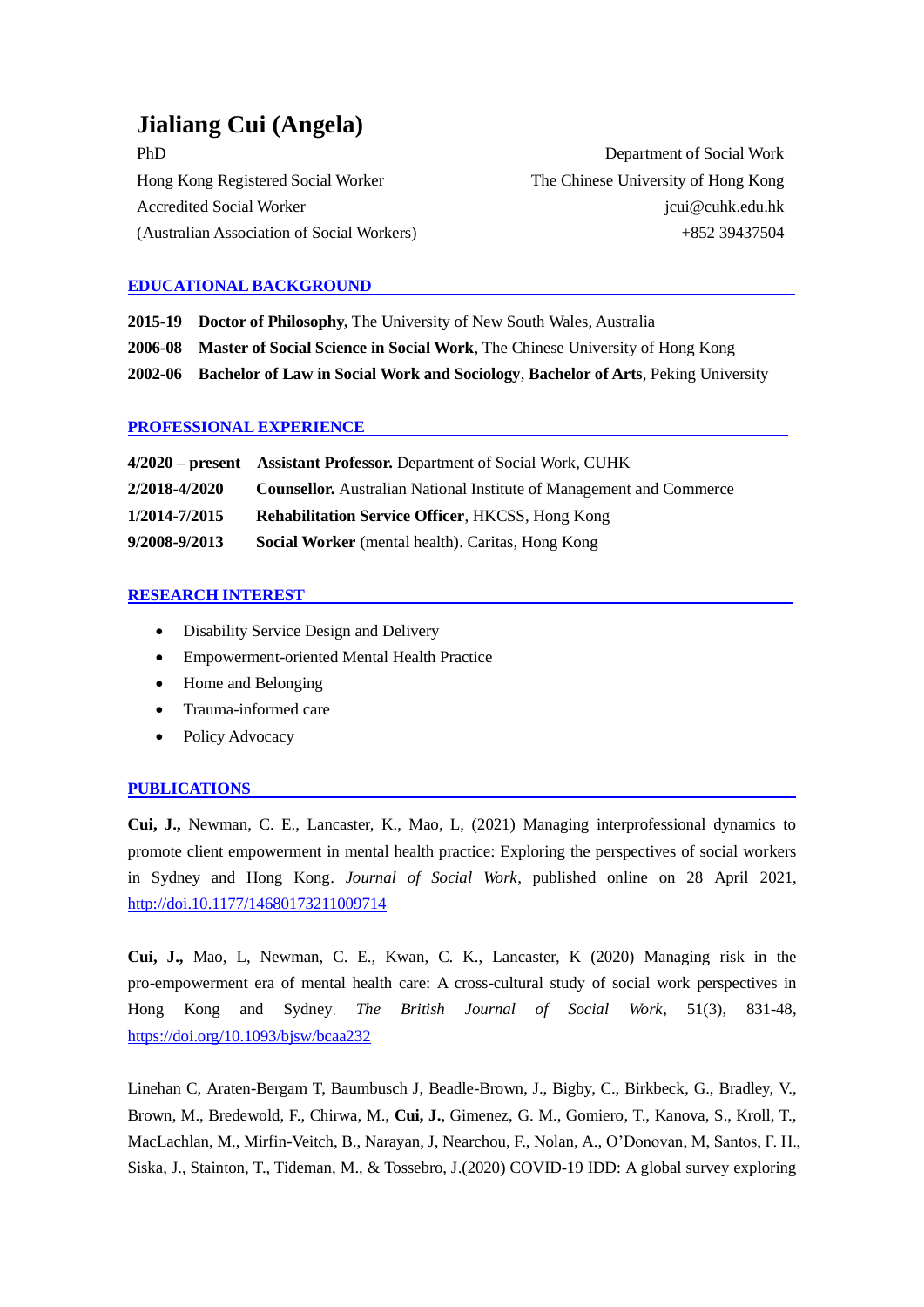# Jialiang Cui (Angela)

PhD
Hong Kong Registered Social Worker
Accredited Social Worker
(Australian Association of Social Workers)

Department of Social Work
The Chinese University of Hong Kong
jcui@cuhk.edu.hk
+852 39437504

## EDUCATIONAL BACKGROUND

**2015-19** **Doctor of Philosophy,** The University of New South Wales, Australia

**2006-08** **Master of Social Science in Social Work**, The Chinese University of Hong Kong

**2002-06** **Bachelor of Law in Social Work and Sociology**, **Bachelor of Arts**, Peking University

## PROFESSIONAL EXPERIENCE

**4/2020 – present** **Assistant Professor.** Department of Social Work, CUHK

**2/2018-4/2020** **Counsellor.** Australian National Institute of Management and Commerce

**1/2014-7/2015** **Rehabilitation Service Officer**, HKCSS, Hong Kong

**9/2008-9/2013** **Social Worker** (mental health). Caritas, Hong Kong

## RESEARCH INTEREST

- Disability Service Design and Delivery
- Empowerment-oriented Mental Health Practice
- Home and Belonging
- Trauma-informed care
- Policy Advocacy

## PUBLICATIONS

**Cui, J.,** Newman, C. E., Lancaster, K., Mao, L, (2021) Managing interprofessional dynamics to promote client empowerment in mental health practice: Exploring the perspectives of social workers in Sydney and Hong Kong. *Journal of Social Work*, published online on 28 April 2021, http://doi.10.1177/14680173211009714

**Cui, J.,** Mao, L, Newman, C. E., Kwan, C. K., Lancaster, K (2020) Managing risk in the pro-empowerment era of mental health care: A cross-cultural study of social work perspectives in Hong Kong and Sydney. *The British Journal of Social Work*, 51(3), 831-48, https://doi.org/10.1093/bjsw/bcaa232

Linehan C, Araten-Bergam T, Baumbusch J, Beadle-Brown, J., Bigby, C., Birkbeck, G., Bradley, V., Brown, M., Bredewold, F., Chirwa, M., **Cui, J.**, Gimenez, G. M., Gomiero, T., Kanova, S., Kroll, T., MacLachlan, M., Mirfin-Veitch, B., Narayan, J, Nearchou, F., Nolan, A., O'Donovan, M, Santos, F. H., Siska, J., Stainton, T., Tideman, M., & Tossebro, J.(2020) COVID-19 IDD: A global survey exploring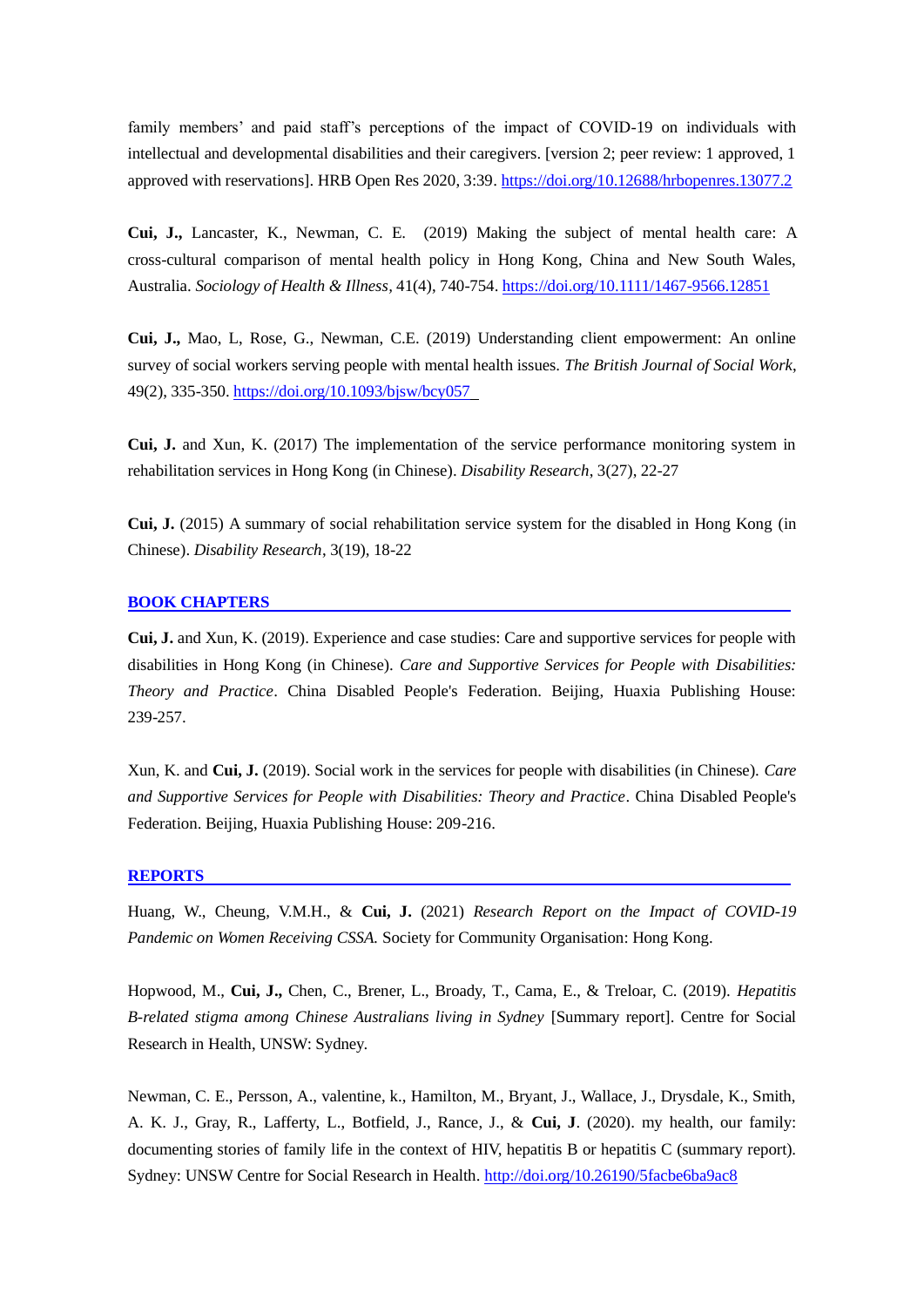family members' and paid staff's perceptions of the impact of COVID-19 on individuals with intellectual and developmental disabilities and their caregivers. [version 2; peer review: 1 approved, 1 approved with reservations]. HRB Open Res 2020, 3:39. https://doi.org/10.12688/hrbopenres.13077.2

**Cui, J.,** Lancaster, K., Newman, C. E. (2019) Making the subject of mental health care: A cross-cultural comparison of mental health policy in Hong Kong, China and New South Wales, Australia. *Sociology of Health & Illness*, 41(4), 740-754. https://doi.org/10.1111/1467-9566.12851

**Cui, J.,** Mao, L, Rose, G., Newman, C.E. (2019) Understanding client empowerment: An online survey of social workers serving people with mental health issues. *The British Journal of Social Work*, 49(2), 335-350. https://doi.org/10.1093/bjsw/bcy057

**Cui, J.** and Xun, K. (2017) The implementation of the service performance monitoring system in rehabilitation services in Hong Kong (in Chinese). *Disability Research*, 3(27), 22-27

**Cui, J.** (2015) A summary of social rehabilitation service system for the disabled in Hong Kong (in Chinese). *Disability Research*, 3(19), 18-22

## BOOK CHAPTERS

**Cui, J.** and Xun, K. (2019). Experience and case studies: Care and supportive services for people with disabilities in Hong Kong (in Chinese). *Care and Supportive Services for People with Disabilities: Theory and Practice*. China Disabled People's Federation. Beijing, Huaxia Publishing House: 239-257.

Xun, K. and **Cui, J.** (2019). Social work in the services for people with disabilities (in Chinese). *Care and Supportive Services for People with Disabilities: Theory and Practice*. China Disabled People's Federation. Beijing, Huaxia Publishing House: 209-216.

## REPORTS

Huang, W., Cheung, V.M.H., & **Cui, J.** (2021) *Research Report on the Impact of COVID-19 Pandemic on Women Receiving CSSA.* Society for Community Organisation: Hong Kong.

Hopwood, M., **Cui, J.,** Chen, C., Brener, L., Broady, T., Cama, E., & Treloar, C. (2019). *Hepatitis B-related stigma among Chinese Australians living in Sydney* [Summary report]. Centre for Social Research in Health, UNSW: Sydney.

Newman, C. E., Persson, A., valentine, k., Hamilton, M., Bryant, J., Wallace, J., Drysdale, K., Smith, A. K. J., Gray, R., Lafferty, L., Botfield, J., Rance, J., & **Cui, J**. (2020). my health, our family: documenting stories of family life in the context of HIV, hepatitis B or hepatitis C (summary report). Sydney: UNSW Centre for Social Research in Health. http://doi.org/10.26190/5facbe6ba9ac8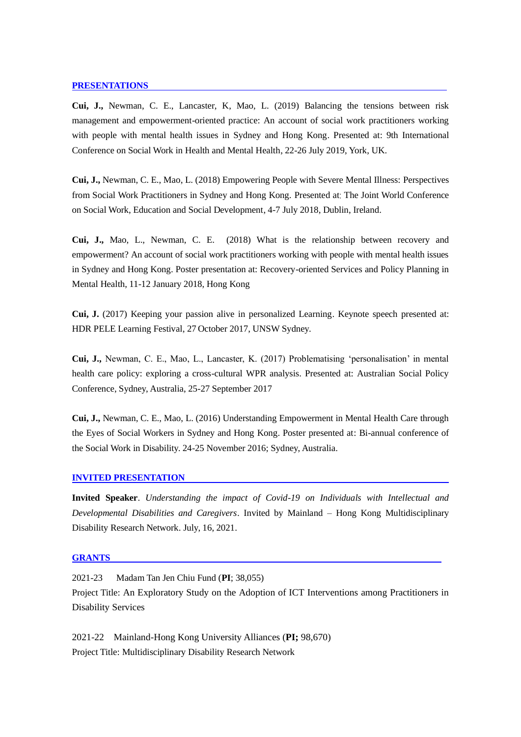## PRESENTATIONS

**Cui, J.,** Newman, C. E., Lancaster, K, Mao, L. (2019) Balancing the tensions between risk management and empowerment-oriented practice: An account of social work practitioners working with people with mental health issues in Sydney and Hong Kong. Presented at: 9th International Conference on Social Work in Health and Mental Health, 22-26 July 2019, York, UK.

**Cui, J.,** Newman, C. E., Mao, L. (2018) Empowering People with Severe Mental Illness: Perspectives from Social Work Practitioners in Sydney and Hong Kong. Presented at: The Joint World Conference on Social Work, Education and Social Development, 4-7 July 2018, Dublin, Ireland.

**Cui, J.,** Mao, L., Newman, C. E. (2018) What is the relationship between recovery and empowerment? An account of social work practitioners working with people with mental health issues in Sydney and Hong Kong. Poster presentation at: Recovery-oriented Services and Policy Planning in Mental Health, 11-12 January 2018, Hong Kong

**Cui, J.** (2017) Keeping your passion alive in personalized Learning. Keynote speech presented at: HDR PELE Learning Festival, 27 October 2017, UNSW Sydney.

**Cui, J.,** Newman, C. E., Mao, L., Lancaster, K. (2017) Problematising 'personalisation' in mental health care policy: exploring a cross-cultural WPR analysis. Presented at: Australian Social Policy Conference, Sydney, Australia, 25-27 September 2017

**Cui, J.,** Newman, C. E., Mao, L. (2016) Understanding Empowerment in Mental Health Care through the Eyes of Social Workers in Sydney and Hong Kong. Poster presented at: Bi-annual conference of the Social Work in Disability. 24-25 November 2016; Sydney, Australia.

## INVITED PRESENTATION

**Invited Speaker**. *Understanding the impact of Covid-19 on Individuals with Intellectual and Developmental Disabilities and Caregivers*. Invited by Mainland – Hong Kong Multidisciplinary Disability Research Network. July, 16, 2021.

## GRANTS

2021-23 Madam Tan Jen Chiu Fund (**PI**; 38,055)
Project Title: An Exploratory Study on the Adoption of ICT Interventions among Practitioners in Disability Services

2021-22 Mainland-Hong Kong University Alliances (**PI;** 98,670)
Project Title: Multidisciplinary Disability Research Network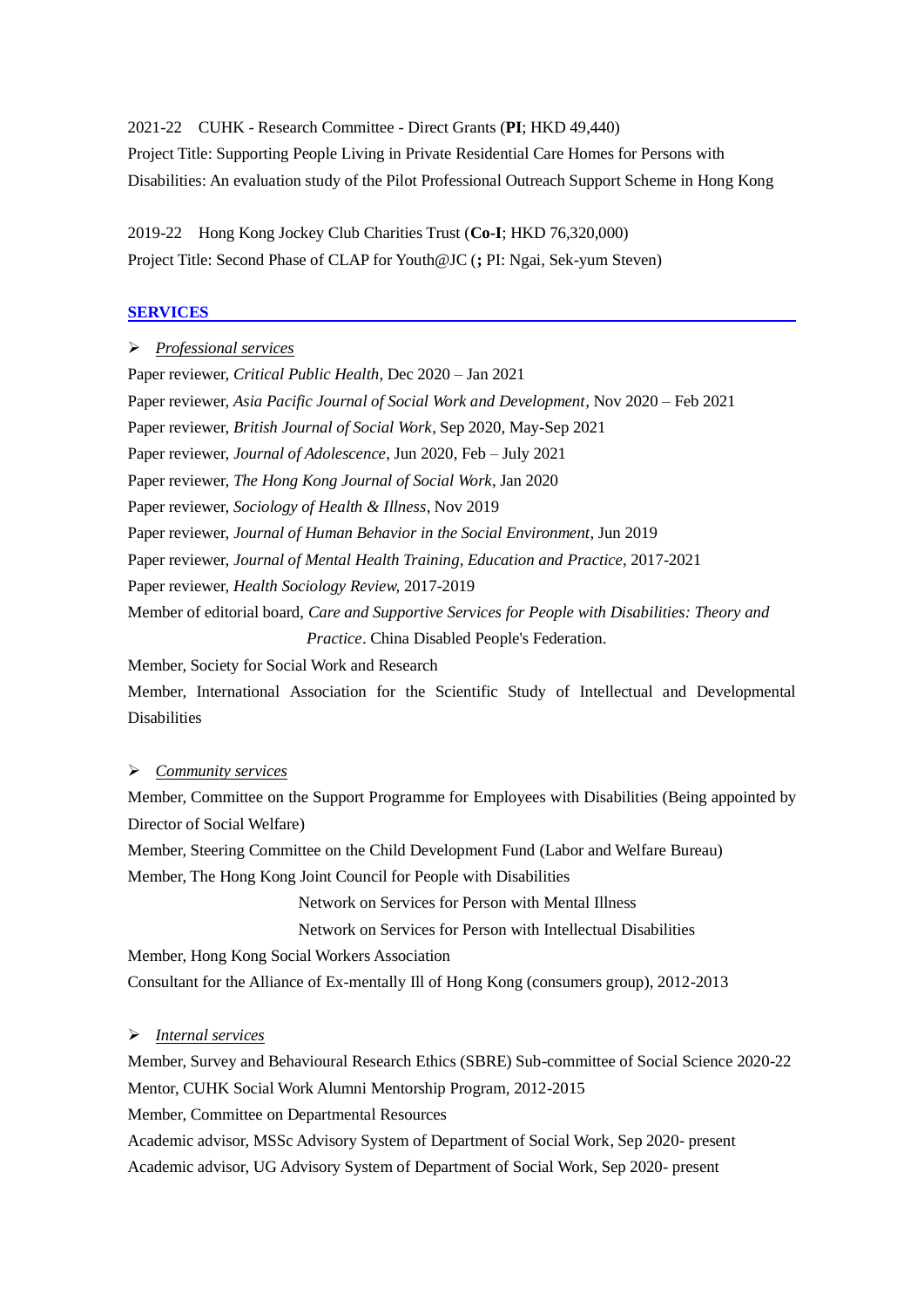2021-22 CUHK - Research Committee - Direct Grants (**PI**; HKD 49,440)
Project Title: Supporting People Living in Private Residential Care Homes for Persons with Disabilities: An evaluation study of the Pilot Professional Outreach Support Scheme in Hong Kong

2019-22 Hong Kong Jockey Club Charities Trust (**Co-I**; HKD 76,320,000)
Project Title: Second Phase of CLAP for Youth@JC (**;** PI: Ngai, Sek-yum Steven)

## SERVICES

- ***Professional services***

Paper reviewer, *Critical Public Health*, Dec 2020 – Jan 2021
Paper reviewer, *Asia Pacific Journal of Social Work and Development*, Nov 2020 – Feb 2021
Paper reviewer, *British Journal of Social Work*, Sep 2020, May-Sep 2021
Paper reviewer, *Journal of Adolescence*, Jun 2020, Feb – July 2021
Paper reviewer, *The Hong Kong Journal of Social Work*, Jan 2020
Paper reviewer, *Sociology of Health & Illness*, Nov 2019
Paper reviewer, *Journal of Human Behavior in the Social Environment*, Jun 2019
Paper reviewer, *Journal of Mental Health Training, Education and Practice*, 2017-2021
Paper reviewer, *Health Sociology Review*, 2017-2019
Member of editorial board, *Care and Supportive Services for People with Disabilities: Theory and Practice*. China Disabled People's Federation.
Member, Society for Social Work and Research
Member, International Association for the Scientific Study of Intellectual and Developmental Disabilities

- ***Community services***

Member, Committee on the Support Programme for Employees with Disabilities (Being appointed by Director of Social Welfare)
Member, Steering Committee on the Child Development Fund (Labor and Welfare Bureau)
Member, The Hong Kong Joint Council for People with Disabilities
Network on Services for Person with Mental Illness
Network on Services for Person with Intellectual Disabilities
Member, Hong Kong Social Workers Association
Consultant for the Alliance of Ex-mentally Ill of Hong Kong (consumers group), 2012-2013

- ***Internal services***

Member, Survey and Behavioural Research Ethics (SBRE) Sub-committee of Social Science 2020-22
Mentor, CUHK Social Work Alumni Mentorship Program, 2012-2015
Member, Committee on Departmental Resources
Academic advisor, MSSc Advisory System of Department of Social Work, Sep 2020- present
Academic advisor, UG Advisory System of Department of Social Work, Sep 2020- present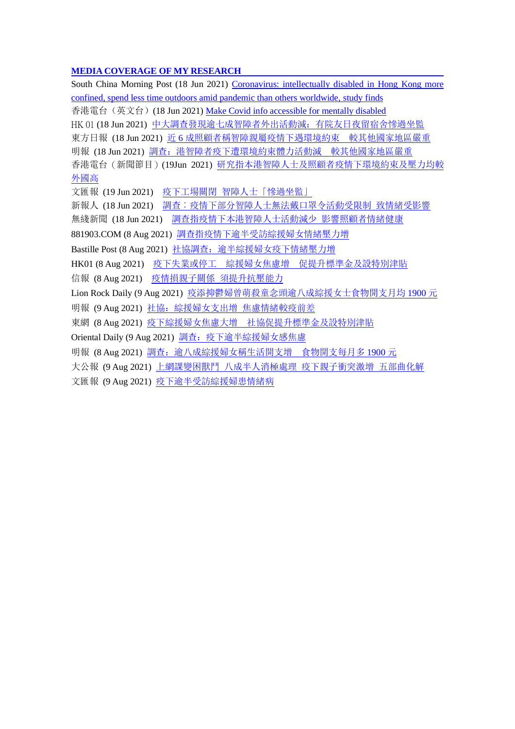## MEDIA COVERAGE OF MY RESEARCH

South China Morning Post (18 Jun 2021) Coronavirus: intellectually disabled in Hong Kong more confined, spend less time outdoors amid pandemic than others worldwide, study finds

香港電台（英文台）(18 Jun 2021) Make Covid info accessible for mentally disabled

HK 01 (18 Jun 2021) 中大調查發現逾七成智障者外出活動減：有院友日夜留宿舍慘過坐監

東方日報 (18 Jun 2021) 近 6 成照顧者稱智障親屬疫情下遇環境約束　較其他國家地區嚴重

明報 (18 Jun 2021) 調查：港智障者疫下遭環境約束體力活動減　較其他國家地區嚴重

香港電台（新聞節目）(19Jun 2021) 研究指本港智障人士及照顧者疫情下環境約束及壓力均較外國高

文匯報 (19 Jun 2021) 疫下工場關閉 智障人士「慘過坐監」

新報人 (18 Jun 2021) 調查：疫情下部分智障人士無法戴口罩令活動受限制 致情緒受影響

無綫新聞 (18 Jun 2021) 調查指疫情下本港智障人士活動減少 影響照顧者情緒健康

881903.COM (8 Aug 2021) 調查指疫情下逾半受訪綜援婦女情緒壓力增

Bastille Post (8 Aug 2021) 社協調查：逾半綜援婦女疫下情緒壓力增

HK01 (8 Aug 2021) 疫下失業或停工　綜援婦女焦慮增　促提升標準金及設特別津貼

信報 (8 Aug 2021) 疫情損親子關係 須提升抗壓能力

Lion Rock Daily (9 Aug 2021) 疫添抑鬱婦曾萌殺童念頭逾八成綜援女士食物開支月均 1900 元

明報 (9 Aug 2021) 社協：綜援婦女支出增 焦慮情緒較疫前差

東網 (8 Aug 2021) 疫下綜援婦女焦慮大增　社協促提升標準金及設特別津貼

Oriental Daily (9 Aug 2021) 調查：疫下逾半綜援婦女感焦慮

明報 (8 Aug 2021) 調查：逾八成綜援婦女稱生活開支增　食物開支每月多 1900 元

大公報 (9 Aug 2021) 上網課變困獸鬥 八成半人消極處理 疫下親子衝突激增 五部曲化解

文匯報 (9 Aug 2021) 疫下逾半受訪綜援婦患情緒病